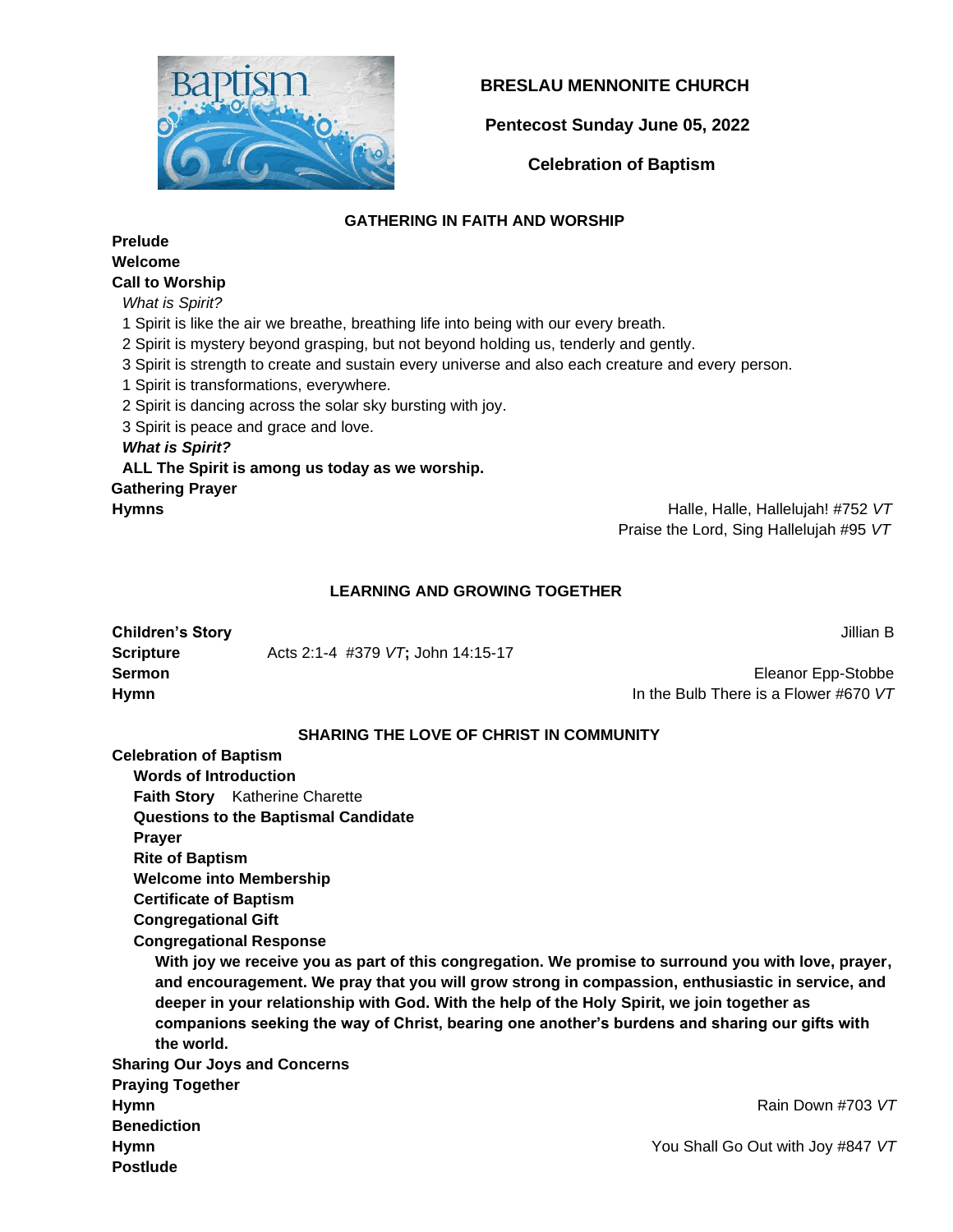# BRESLAU MENNONITE CHURCH

**Pentecost Sunday June 05, 2022**

**Celebration of Baptism**

## GATHERING IN FAITH AND WORSHIP

**Prelude**
**Welcome**
**Call to Worship**

*What is Spirit?*

1 Spirit is like the air we breathe, breathing life into being with our every breath.
2 Spirit is mystery beyond grasping, but not beyond holding us, tenderly and gently.
3 Spirit is strength to create and sustain every universe and also each creature and every person.
1 Spirit is transformations, everywhere.
2 Spirit is dancing across the solar sky bursting with joy.
3 Spirit is peace and grace and love.

***What is Spirit?***

**ALL The Spirit is among us today as we worship.**

**Gathering Prayer**
**Hymns** — Halle, Halle, Hallelujah! #752 *VT*; Praise the Lord, Sing Hallelujah #95 *VT*

## LEARNING AND GROWING TOGETHER

**Children's Story** — Jillian B
**Scripture** — Acts 2:1-4 #379 *VT*; John 14:15-17
**Sermon** — Eleanor Epp-Stobbe
**Hymn** — In the Bulb There is a Flower #670 *VT*

## SHARING THE LOVE OF CHRIST IN COMMUNITY

**Celebration of Baptism**

- **Words of Introduction**
- **Faith Story** Katherine Charette
- **Questions to the Baptismal Candidate**
- **Prayer**
- **Rite of Baptism**
- **Welcome into Membership**
- **Certificate of Baptism**
- **Congregational Gift**
- **Congregational Response**

**With joy we receive you as part of this congregation. We promise to surround you with love, prayer, and encouragement. We pray that you will grow strong in compassion, enthusiastic in service, and deeper in your relationship with God. With the help of the Holy Spirit, we join together as companions seeking the way of Christ, bearing one another's burdens and sharing our gifts with the world.**

**Sharing Our Joys and Concerns**
**Praying Together**
**Hymn** — Rain Down #703 *VT*
**Benediction**
**Hymn** — You Shall Go Out with Joy #847 *VT*
**Postlude**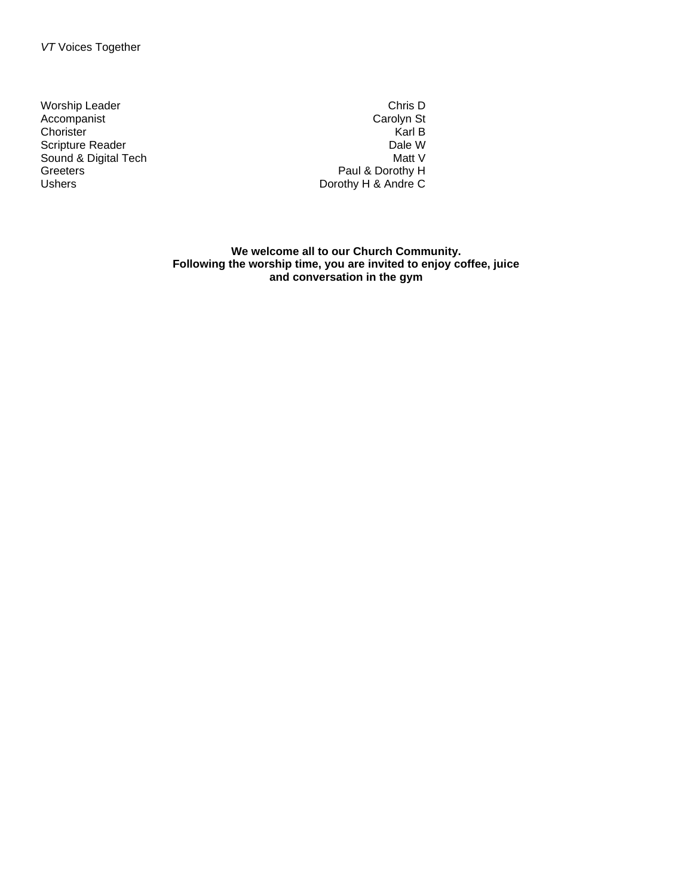*VT* Voices Together

| | |
|---|---|
| Worship Leader | Chris D |
| Accompanist | Carolyn St |
| Chorister | Karl B |
| Scripture Reader | Dale W |
| Sound & Digital Tech | Matt V |
| Greeters | Paul & Dorothy H |
| Ushers | Dorothy H & Andre C |

**We welcome all to our Church Community.**
**Following the worship time, you are invited to enjoy coffee, juice and conversation in the gym**